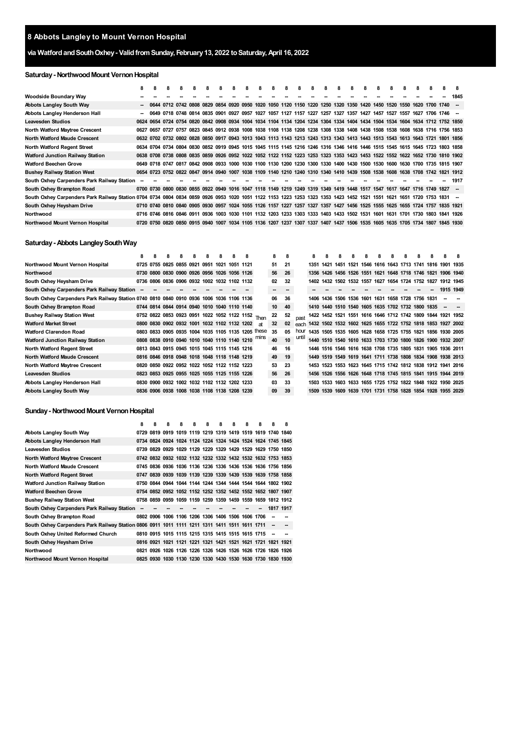## 8 Abbots Langley to Mount Vernon Hospital

### via Watford and South Oxhey - Valid from Sunday, February 13, 2022 to Saturday, April 16, 2022

#### Saturday - Northwood Mount Vernon Hospital

| | 8 | 8 | 8 | 8 | 8 | 8 | 8 | 8 | 8 | 8 | 8 | 8 | 8 | 8 | 8 | 8 | 8 | 8 | 8 | 8 | 8 | 8 | 8 | 8 | 8 |
|---|---|---|---|---|---|---|---|---|---|---|---|---|---|---|---|---|---|---|---|---|---|---|---|---|---|
| Woodside Boundary Way | -- | -- | -- | -- | -- | -- | -- | -- | -- | -- | -- | -- | -- | -- | -- | -- | -- | -- | -- | -- | -- | -- | -- | -- | 1845 |
| Abbots Langley South Way | -- | 0644 | 0712 | 0742 | 0808 | 0829 | 0854 | 0920 | 0950 | 1020 | 1050 | 1120 | 1150 | 1220 | 1250 | 1320 | 1350 | 1420 | 1450 | 1520 | 1550 | 1620 | 1700 | 1740 | -- |
| Abbots Langley Henderson Hall | -- | 0649 | 0718 | 0748 | 0814 | 0835 | 0901 | 0927 | 0957 | 1027 | 1057 | 1127 | 1157 | 1227 | 1257 | 1327 | 1357 | 1427 | 1457 | 1527 | 1557 | 1627 | 1706 | 1746 | -- |
| Leavesden Studios | 0624 | 0654 | 0724 | 0754 | 0820 | 0842 | 0908 | 0934 | 1004 | 1034 | 1104 | 1134 | 1204 | 1234 | 1304 | 1334 | 1404 | 1434 | 1504 | 1534 | 1604 | 1634 | 1712 | 1752 | 1850 |
| North Watford Maytree Crescent | 0627 | 0657 | 0727 | 0757 | 0823 | 0845 | 0912 | 0938 | 1008 | 1038 | 1108 | 1138 | 1208 | 1238 | 1308 | 1338 | 1408 | 1438 | 1508 | 1538 | 1608 | 1638 | 1716 | 1756 | 1853 |
| North Watford Maude Crescent | 0632 | 0702 | 0732 | 0802 | 0828 | 0850 | 0917 | 0943 | 1013 | 1043 | 1113 | 1143 | 1213 | 1243 | 1313 | 1343 | 1413 | 1443 | 1513 | 1543 | 1613 | 1643 | 1721 | 1801 | 1856 |
| North Watford Regent Street | 0634 | 0704 | 0734 | 0804 | 0830 | 0852 | 0919 | 0945 | 1015 | 1045 | 1115 | 1145 | 1216 | 1246 | 1316 | 1346 | 1416 | 1446 | 1515 | 1545 | 1615 | 1645 | 1723 | 1803 | 1858 |
| Watford Junction Railway Station | 0638 | 0708 | 0738 | 0808 | 0835 | 0859 | 0926 | 0952 | 1022 | 1052 | 1122 | 1152 | 1223 | 1253 | 1323 | 1353 | 1423 | 1453 | 1522 | 1552 | 1622 | 1652 | 1730 | 1810 | 1902 |
| Watford Beechen Grove | 0649 | 0718 | 0747 | 0817 | 0842 | 0908 | 0933 | 1000 | 1030 | 1100 | 1130 | 1200 | 1230 | 1300 | 1330 | 1400 | 1430 | 1500 | 1530 | 1600 | 1630 | 1700 | 1735 | 1815 | 1907 |
| Bushey Railway Station West | 0654 | 0723 | 0752 | 0822 | 0847 | 0914 | 0940 | 1007 | 1038 | 1109 | 1140 | 1210 | 1240 | 1310 | 1340 | 1410 | 1439 | 1508 | 1538 | 1608 | 1638 | 1708 | 1742 | 1821 | 1912 |
| South Oxhey Carpenders Park Railway Station | -- | -- | -- | -- | -- | -- | -- | -- | -- | -- | -- | -- | -- | -- | -- | -- | -- | -- | -- | -- | -- | -- | -- | -- | 1917 |
| South Oxhey Brampton Road | 0700 | 0730 | 0800 | 0830 | 0855 | 0922 | 0949 | 1016 | 1047 | 1118 | 1149 | 1219 | 1249 | 1319 | 1349 | 1419 | 1448 | 1517 | 1547 | 1617 | 1647 | 1716 | 1749 | 1827 | -- |
| South Oxhey Carpenders Park Railway Station | 0704 | 0734 | 0804 | 0834 | 0859 | 0926 | 0953 | 1020 | 1051 | 1122 | 1153 | 1223 | 1253 | 1323 | 1353 | 1423 | 1452 | 1521 | 1551 | 1621 | 1651 | 1720 | 1753 | 1831 | -- |
| South Oxhey Heysham Drive | 0710 | 0740 | 0810 | 0840 | 0905 | 0930 | 0957 | 1024 | 1055 | 1126 | 1157 | 1227 | 1257 | 1327 | 1357 | 1427 | 1456 | 1525 | 1555 | 1625 | 1655 | 1724 | 1757 | 1835 | 1921 |
| Northwood | 0716 | 0746 | 0816 | 0846 | 0911 | 0936 | 1003 | 1030 | 1101 | 1132 | 1203 | 1233 | 1303 | 1333 | 1403 | 1433 | 1502 | 1531 | 1601 | 1631 | 1701 | 1730 | 1803 | 1841 | 1926 |
| Northwood Mount Vernon Hospital | 0720 | 0750 | 0820 | 0850 | 0915 | 0940 | 1007 | 1034 | 1105 | 1136 | 1207 | 1237 | 1307 | 1337 | 1407 | 1437 | 1506 | 1535 | 1605 | 1635 | 1705 | 1734 | 1807 | 1845 | 1930 |

#### Saturday - Abbots Langley South Way

| | 8 | 8 | 8 | 8 | 8 | 8 | 8 | 8 | 8 | | 8 | 8 | | 8 | 8 | 8 | 8 | 8 | 8 | 8 | 8 | 8 | 8 | 8 | 8 |
|---|---|---|---|---|---|---|---|---|---|---|---|---|---|---|---|---|---|---|---|---|---|---|---|---|---|
| Northwood Mount Vernon Hospital | 0725 | 0755 | 0825 | 0855 | 0921 | 0951 | 1021 | 1051 | 1121 | | 51 | 21 | | 1351 | 1421 | 1451 | 1521 | 1546 | 1616 | 1643 | 1713 | 1741 | 1816 | 1901 | 1935 |
| Northwood | 0730 | 0800 | 0830 | 0900 | 0926 | 0956 | 1026 | 1056 | 1126 | | 56 | 26 | | 1356 | 1426 | 1456 | 1526 | 1551 | 1621 | 1648 | 1718 | 1746 | 1821 | 1906 | 1940 |
| South Oxhey Heysham Drive | 0736 | 0806 | 0836 | 0906 | 0932 | 1002 | 1032 | 1102 | 1132 | | 02 | 32 | | 1402 | 1432 | 1502 | 1532 | 1557 | 1627 | 1654 | 1724 | 1752 | 1827 | 1912 | 1945 |
| South Oxhey Carpenders Park Railway Station | -- | -- | -- | -- | -- | -- | -- | -- | -- | | -- | -- | | -- | -- | -- | -- | -- | -- | -- | -- | -- | -- | 1915 | 1949 |
| South Oxhey Carpenders Park Railway Station | 0740 | 0810 | 0840 | 0910 | 0936 | 1006 | 1036 | 1106 | 1136 | | 06 | 36 | | 1406 | 1436 | 1506 | 1536 | 1601 | 1631 | 1658 | 1728 | 1756 | 1831 | -- | -- |
| South Oxhey Brampton Road | 0744 | 0814 | 0844 | 0914 | 0940 | 1010 | 1040 | 1110 | 1140 | | 10 | 40 | | 1410 | 1440 | 1510 | 1540 | 1605 | 1635 | 1702 | 1732 | 1800 | 1835 | -- | -- |
| Bushey Railway Station West | 0752 | 0822 | 0853 | 0923 | 0951 | 1022 | 1052 | 1122 | 1152 | Then | 22 | 52 | past | 1422 | 1452 | 1521 | 1551 | 1616 | 1646 | 1712 | 1742 | 1809 | 1844 | 1921 | 1952 |
| Watford Market Street | 0800 | 0830 | 0902 | 0932 | 1001 | 1032 | 1102 | 1132 | 1202 | at | 32 | 02 | each | 1432 | 1502 | 1532 | 1602 | 1625 | 1655 | 1722 | 1752 | 1818 | 1853 | 1927 | 2002 |
| Watford Clarendon Road | 0803 | 0833 | 0905 | 0935 | 1004 | 1035 | 1105 | 1135 | 1205 | these | 35 | 05 | hour | 1435 | 1505 | 1535 | 1605 | 1628 | 1658 | 1725 | 1755 | 1821 | 1856 | 1930 | 2005 |
| Watford Junction Railway Station | 0808 | 0838 | 0910 | 0940 | 1010 | 1040 | 1110 | 1140 | 1210 | mins | 40 | 10 | until | 1440 | 1510 | 1540 | 1610 | 1633 | 1703 | 1730 | 1800 | 1826 | 1900 | 1932 | 2007 |
| North Watford Regent Street | 0813 | 0843 | 0915 | 0945 | 1015 | 1045 | 1115 | 1145 | 1216 | | 46 | 16 | | 1446 | 1516 | 1546 | 1616 | 1638 | 1708 | 1735 | 1805 | 1831 | 1905 | 1936 | 2011 |
| North Watford Maude Crescent | 0816 | 0846 | 0918 | 0948 | 1018 | 1048 | 1118 | 1148 | 1219 | | 49 | 19 | | 1449 | 1519 | 1549 | 1619 | 1641 | 1711 | 1738 | 1808 | 1834 | 1908 | 1938 | 2013 |
| North Watford Maytree Crescent | 0820 | 0850 | 0922 | 0952 | 1022 | 1052 | 1122 | 1152 | 1223 | | 53 | 23 | | 1453 | 1523 | 1553 | 1623 | 1645 | 1715 | 1742 | 1812 | 1838 | 1912 | 1941 | 2016 |
| Leavesden Studios | 0823 | 0853 | 0925 | 0955 | 1025 | 1055 | 1125 | 1155 | 1226 | | 56 | 26 | | 1456 | 1526 | 1556 | 1626 | 1648 | 1718 | 1745 | 1815 | 1841 | 1915 | 1944 | 2019 |
| Abbots Langley Henderson Hall | 0830 | 0900 | 0932 | 1002 | 1032 | 1102 | 1132 | 1202 | 1233 | | 03 | 33 | | 1503 | 1533 | 1603 | 1633 | 1655 | 1725 | 1752 | 1822 | 1848 | 1922 | 1950 | 2025 |
| Abbots Langley South Way | 0836 | 0906 | 0938 | 1008 | 1038 | 1108 | 1138 | 1208 | 1239 | | 09 | 39 | | 1509 | 1539 | 1609 | 1639 | 1701 | 1731 | 1758 | 1828 | 1854 | 1928 | 1955 | 2029 |

#### Sunday - Northwood Mount Vernon Hospital

| | 8 | 8 | 8 | 8 | 8 | 8 | 8 | 8 | 8 | 8 | 8 | 8 |
|---|---|---|---|---|---|---|---|---|---|---|---|---|
| Abbots Langley South Way | 0729 | 0819 | 0919 | 1019 | 1119 | 1219 | 1319 | 1419 | 1519 | 1619 | 1740 | 1840 |
| Abbots Langley Henderson Hall | 0734 | 0824 | 0924 | 1024 | 1124 | 1224 | 1324 | 1424 | 1524 | 1624 | 1745 | 1845 |
| Leavesden Studios | 0739 | 0829 | 0929 | 1029 | 1129 | 1229 | 1329 | 1429 | 1529 | 1629 | 1750 | 1850 |
| North Watford Maytree Crescent | 0742 | 0832 | 0932 | 1032 | 1132 | 1232 | 1332 | 1432 | 1532 | 1632 | 1753 | 1853 |
| North Watford Maude Crescent | 0745 | 0836 | 0936 | 1036 | 1136 | 1236 | 1336 | 1436 | 1536 | 1636 | 1756 | 1856 |
| North Watford Regent Street | 0747 | 0839 | 0939 | 1039 | 1139 | 1239 | 1339 | 1439 | 1539 | 1639 | 1758 | 1858 |
| Watford Junction Railway Station | 0750 | 0844 | 0944 | 1044 | 1144 | 1244 | 1344 | 1444 | 1544 | 1644 | 1802 | 1902 |
| Watford Beechen Grove | 0754 | 0852 | 0952 | 1052 | 1152 | 1252 | 1352 | 1452 | 1552 | 1652 | 1807 | 1907 |
| Bushey Railway Station West | 0758 | 0859 | 0959 | 1059 | 1159 | 1259 | 1359 | 1459 | 1559 | 1659 | 1812 | 1912 |
| South Oxhey Carpenders Park Railway Station | -- | -- | -- | -- | -- | -- | -- | -- | -- | -- | 1817 | 1917 |
| South Oxhey Brampton Road | 0802 | 0906 | 1006 | 1106 | 1206 | 1306 | 1406 | 1506 | 1606 | 1706 | -- | -- |
| South Oxhey Carpenders Park Railway Station | 0806 | 0911 | 1011 | 1111 | 1211 | 1311 | 1411 | 1511 | 1611 | 1711 | -- | -- |
| South Oxhey United Reformed Church | 0810 | 0915 | 1015 | 1115 | 1215 | 1315 | 1415 | 1515 | 1615 | 1715 | -- | -- |
| South Oxhey Heysham Drive | 0816 | 0921 | 1021 | 1121 | 1221 | 1321 | 1421 | 1521 | 1621 | 1721 | 1821 | 1921 |
| Northwood | 0821 | 0926 | 1026 | 1126 | 1226 | 1326 | 1426 | 1526 | 1626 | 1726 | 1826 | 1926 |
| Northwood Mount Vernon Hospital | 0825 | 0930 | 1030 | 1130 | 1230 | 1330 | 1430 | 1530 | 1630 | 1730 | 1830 | 1930 |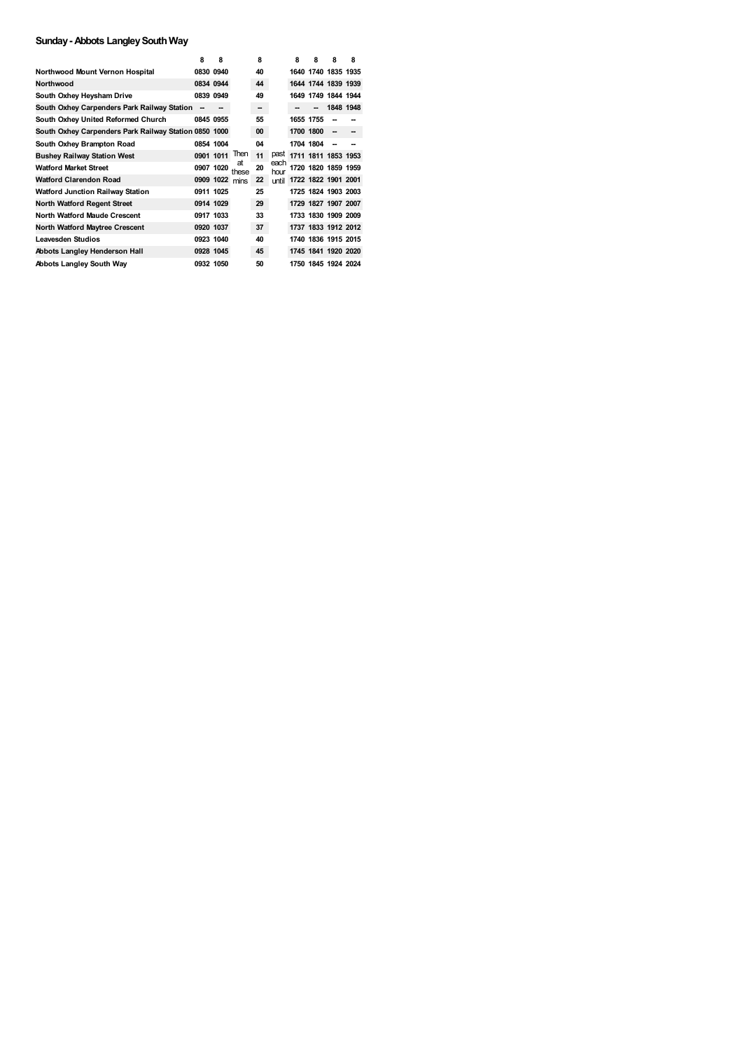## Sunday - Abbots Langley South Way

| | 8 | 8 | | 8 | | 8 | 8 | 8 | 8 |
|---|---|---|---|---|---|---|---|---|---|
| Northwood Mount Vernon Hospital | 0830 | 0940 | | 40 | | 1640 | 1740 | 1835 | 1935 |
| Northwood | 0834 | 0944 | | 44 | | 1644 | 1744 | 1839 | 1939 |
| South Oxhey Heysham Drive | 0839 | 0949 | | 49 | | 1649 | 1749 | 1844 | 1944 |
| South Oxhey Carpenders Park Railway Station | -- | -- | | -- | | -- | -- | 1848 | 1948 |
| South Oxhey United Reformed Church | 0845 | 0955 | | 55 | | 1655 | 1755 | -- | -- |
| South Oxhey Carpenders Park Railway Station | 0850 | 1000 | | 00 | | 1700 | 1800 | -- | -- |
| South Oxhey Brampton Road | 0854 | 1004 | | 04 | | 1704 | 1804 | -- | -- |
| Bushey Railway Station West | 0901 | 1011 | Then | 11 | past | 1711 | 1811 | 1853 | 1953 |
| Watford Market Street | 0907 | 1020 | at these | 20 | each hour | 1720 | 1820 | 1859 | 1959 |
| Watford Clarendon Road | 0909 | 1022 | mins | 22 | until | 1722 | 1822 | 1901 | 2001 |
| Watford Junction Railway Station | 0911 | 1025 | | 25 | | 1725 | 1824 | 1903 | 2003 |
| North Watford Regent Street | 0914 | 1029 | | 29 | | 1729 | 1827 | 1907 | 2007 |
| North Watford Maude Crescent | 0917 | 1033 | | 33 | | 1733 | 1830 | 1909 | 2009 |
| North Watford Maytree Crescent | 0920 | 1037 | | 37 | | 1737 | 1833 | 1912 | 2012 |
| Leavesden Studios | 0923 | 1040 | | 40 | | 1740 | 1836 | 1915 | 2015 |
| Abbots Langley Henderson Hall | 0928 | 1045 | | 45 | | 1745 | 1841 | 1920 | 2020 |
| Abbots Langley South Way | 0932 | 1050 | | 50 | | 1750 | 1845 | 1924 | 2024 |